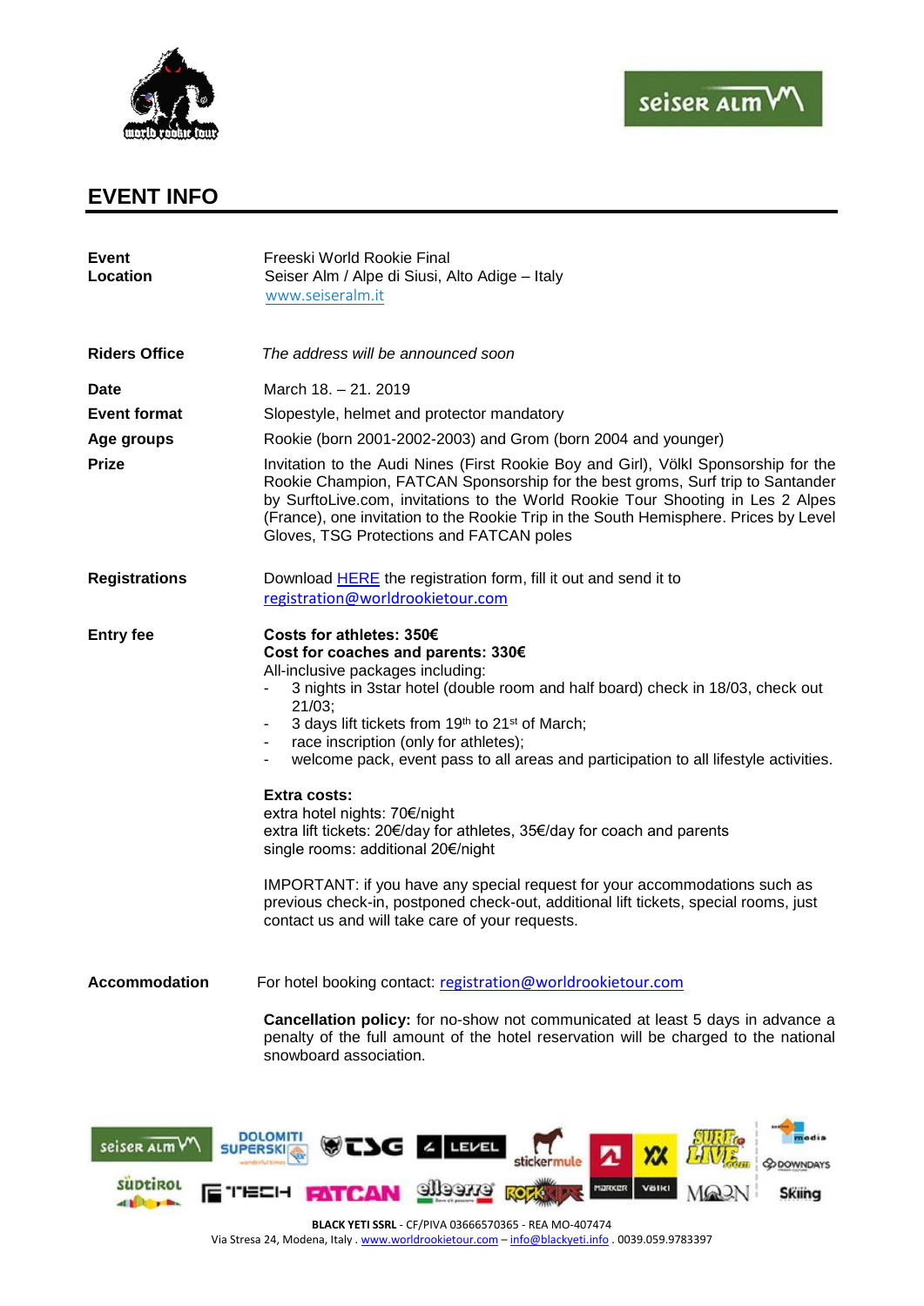# EVENT INFO

| | |
|---|---|
| **Event** | Freeski World Rookie Final |
| **Location** | Seiser Alm / Alpe di Siusi, Alto Adige – Italy<br>www.seiseralm.it |
| **Riders Office** | *The address will be announced soon* |
| **Date** | March 18. – 21. 2019 |
| **Event format** | Slopestyle, helmet and protector mandatory |
| **Age groups** | Rookie (born 2001-2002-2003) and Grom (born 2004 and younger) |
| **Prize** | Invitation to the Audi Nines (First Rookie Boy and Girl), Völkl Sponsorship for the Rookie Champion, FATCAN Sponsorship for the best groms, Surf trip to Santander by SurftoLive.com, invitations to the World Rookie Tour Shooting in Les 2 Alpes (France), one invitation to the Rookie Trip in the South Hemisphere. Prices by Level Gloves, TSG Protections and FATCAN poles |
| **Registrations** | Download HERE the registration form, fill it out and send it to registration@worldrookietour.com |

**Entry fee**

**Costs for athletes: 350€**
**Cost for coaches and parents: 330€**
All-inclusive packages including:

- 3 nights in 3star hotel (double room and half board) check in 18/03, check out 21/03;
- 3 days lift tickets from 19th to 21st of March;
- race inscription (only for athletes);
- welcome pack, event pass to all areas and participation to all lifestyle activities.

**Extra costs:**
extra hotel nights: 70€/night
extra lift tickets: 20€/day for athletes, 35€/day for coach and parents
single rooms: additional 20€/night

IMPORTANT: if you have any special request for your accommodations such as previous check-in, postponed check-out, additional lift tickets, special rooms, just contact us and will take care of your requests.

**Accommodation**

For hotel booking contact: registration@worldrookietour.com

**Cancellation policy:** for no-show not communicated at least 5 days in advance a penalty of the full amount of the hotel reservation will be charged to the national snowboard association.

**BLACK YETI SSRL** - CF/PIVA 03666570365 - REA MO-407474
Via Stresa 24, Modena, Italy . www.worldrookietour.com – info@blackyeti.info . 0039.059.9783397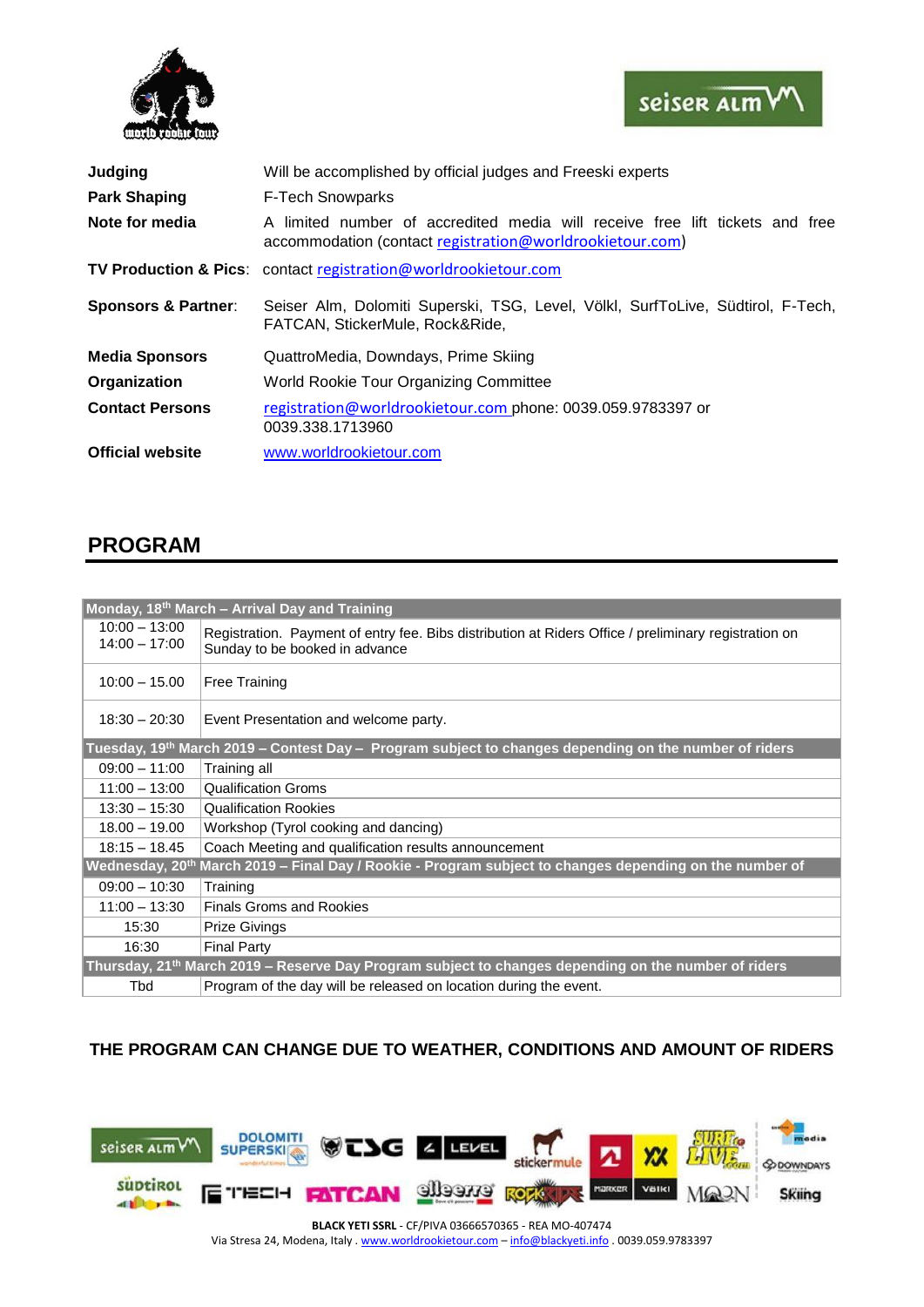| | |
|---|---|
| **Judging** | Will be accomplished by official judges and Freeski experts |
| **Park Shaping** | F-Tech Snowparks |
| **Note for media** | A limited number of accredited media will receive free lift tickets and free accommodation (contact registration@worldrookietour.com) |
| **TV Production & Pics**: | contact registration@worldrookietour.com |
| **Sponsors & Partner**: | Seiser Alm, Dolomiti Superski, TSG, Level, Völkl, SurfToLive, Südtirol, F-Tech, FATCAN, StickerMule, Rock&Ride, |
| **Media Sponsors** | QuattroMedia, Downdays, Prime Skiing |
| **Organization** | World Rookie Tour Organizing Committee |
| **Contact Persons** | registration@worldrookietour.com phone: 0039.059.9783397 or 0039.338.1713960 |
| **Official website** | www.worldrookietour.com |

## PROGRAM

| Monday, 18th March – Arrival Day and Training | |
|---|---|
| 10:00 – 13:00<br>14:00 – 17:00 | Registration. Payment of entry fee. Bibs distribution at Riders Office / preliminary registration on Sunday to be booked in advance |
| 10:00 – 15.00 | Free Training |
| 18:30 – 20:30 | Event Presentation and welcome party. |
| **Tuesday, 19th March 2019 – Contest Day – Program subject to changes depending on the number of riders** | |
| 09:00 – 11:00 | Training all |
| 11:00 – 13:00 | Qualification Groms |
| 13:30 – 15:30 | Qualification Rookies |
| 18.00 – 19.00 | Workshop (Tyrol cooking and dancing) |
| 18:15 – 18.45 | Coach Meeting and qualification results announcement |
| **Wednesday, 20th March 2019 – Final Day / Rookie - Program subject to changes depending on the number of** | |
| 09:00 – 10:30 | Training |
| 11:00 – 13:30 | Finals Groms and Rookies |
| 15:30 | Prize Givings |
| 16:30 | Final Party |
| **Thursday, 21th March 2019 – Reserve Day Program subject to changes depending on the number of riders** | |
| Tbd | Program of the day will be released on location during the event. |

**THE PROGRAM CAN CHANGE DUE TO WEATHER, CONDITIONS AND AMOUNT OF RIDERS**

**BLACK YETI SSRL** - CF/PIVA 03666570365 - REA MO-407474
Via Stresa 24, Modena, Italy . www.worldrookietour.com – info@blackyeti.info . 0039.059.9783397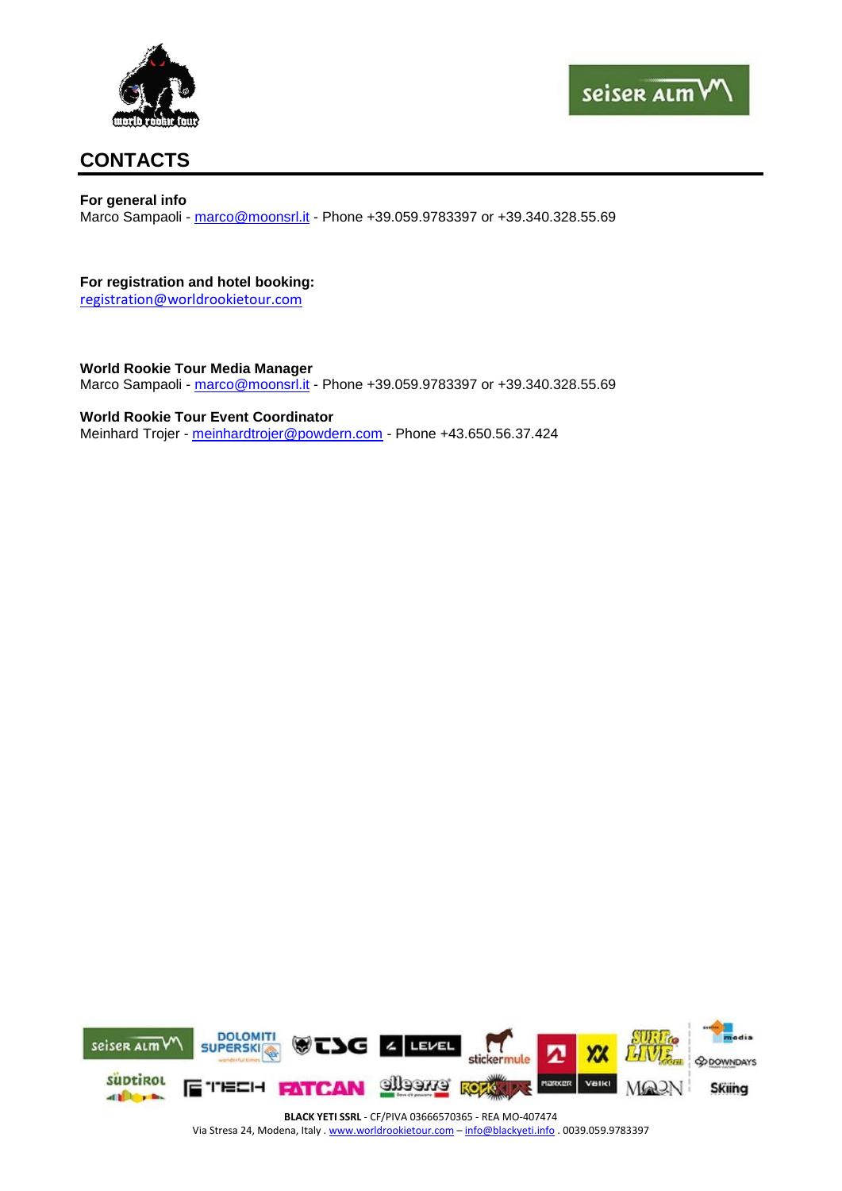## CONTACTS

**For general info**
Marco Sampaoli - marco@moonsrl.it - Phone +39.059.9783397 or +39.340.328.55.69

**For registration and hotel booking:**
registration@worldrookietour.com

**World Rookie Tour Media Manager**
Marco Sampaoli - marco@moonsrl.it - Phone +39.059.9783397 or +39.340.328.55.69

**World Rookie Tour Event Coordinator**
Meinhard Trojer - meinhardtrojer@powdern.com - Phone +43.650.56.37.424

**BLACK YETI SSRL** - CF/PIVA 03666570365 - REA MO-407474
Via Stresa 24, Modena, Italy . www.worldrookietour.com – info@blackyeti.info . 0039.059.9783397